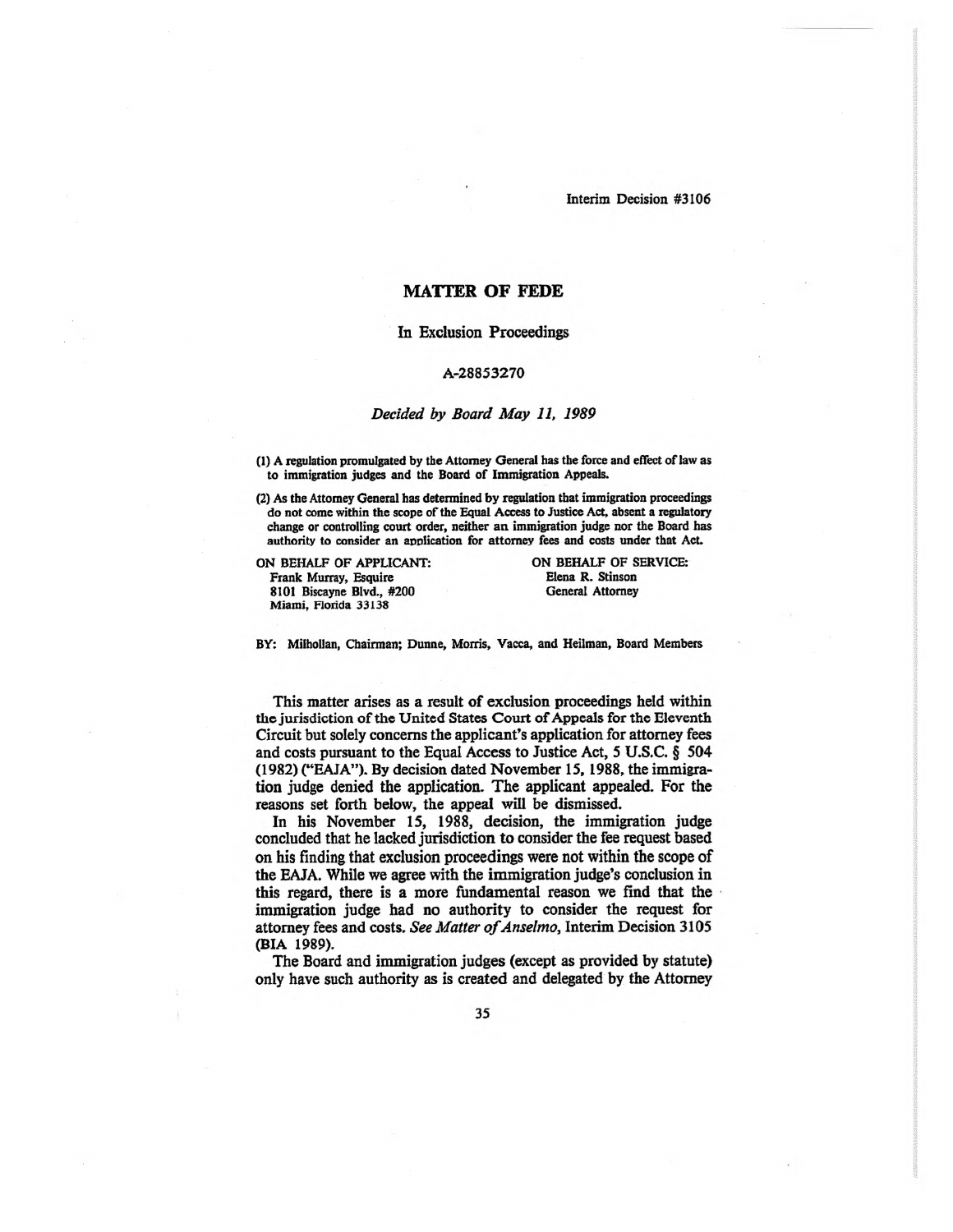# MATTER OF FEDE

## In Exclusion Proceedings

A-28853270

*Decided by Board May 11, 1989*

(1) A regulation promulgated by the Attorney General has the force and effect of law as to immigration judges and the Board of Immigration Appeals.

(2) As the Attorney General has determined by regulation that immigration proceedings do not come within the scope of the Equal Access to Justice Act, absent a regulatory change or controlling court order, neither an immigration judge nor the Board has authority to consider an application for attorney fees and costs under that Act.

ON BEHALF OF APPLICANT:
Frank Murray, Esquire
8101 Biscayne Blvd., #200
Miami, Florida 33138

ON BEHALF OF SERVICE:
Elena R. Stinson
General Attorney

BY: Milhollan, Chairman; Dunne, Morris, Vacca, and Heilman, Board Members

This matter arises as a result of exclusion proceedings held within the jurisdiction of the United States Court of Appeals for the Eleventh Circuit but solely concerns the applicant's application for attorney fees and costs pursuant to the Equal Access to Justice Act, 5 U.S.C. § 504 (1982) ("EAJA"). By decision dated November 15, 1988, the immigration judge denied the application. The applicant appealed. For the reasons set forth below, the appeal will be dismissed.

In his November 15, 1988, decision, the immigration judge concluded that he lacked jurisdiction to consider the fee request based on his finding that exclusion proceedings were not within the scope of the EAJA. While we agree with the immigration judge's conclusion in this regard, there is a more fundamental reason we find that the immigration judge had no authority to consider the request for attorney fees and costs. *See Matter of Anselmo*, Interim Decision 3105 (BIA 1989).

The Board and immigration judges (except as provided by statute) only have such authority as is created and delegated by the Attorney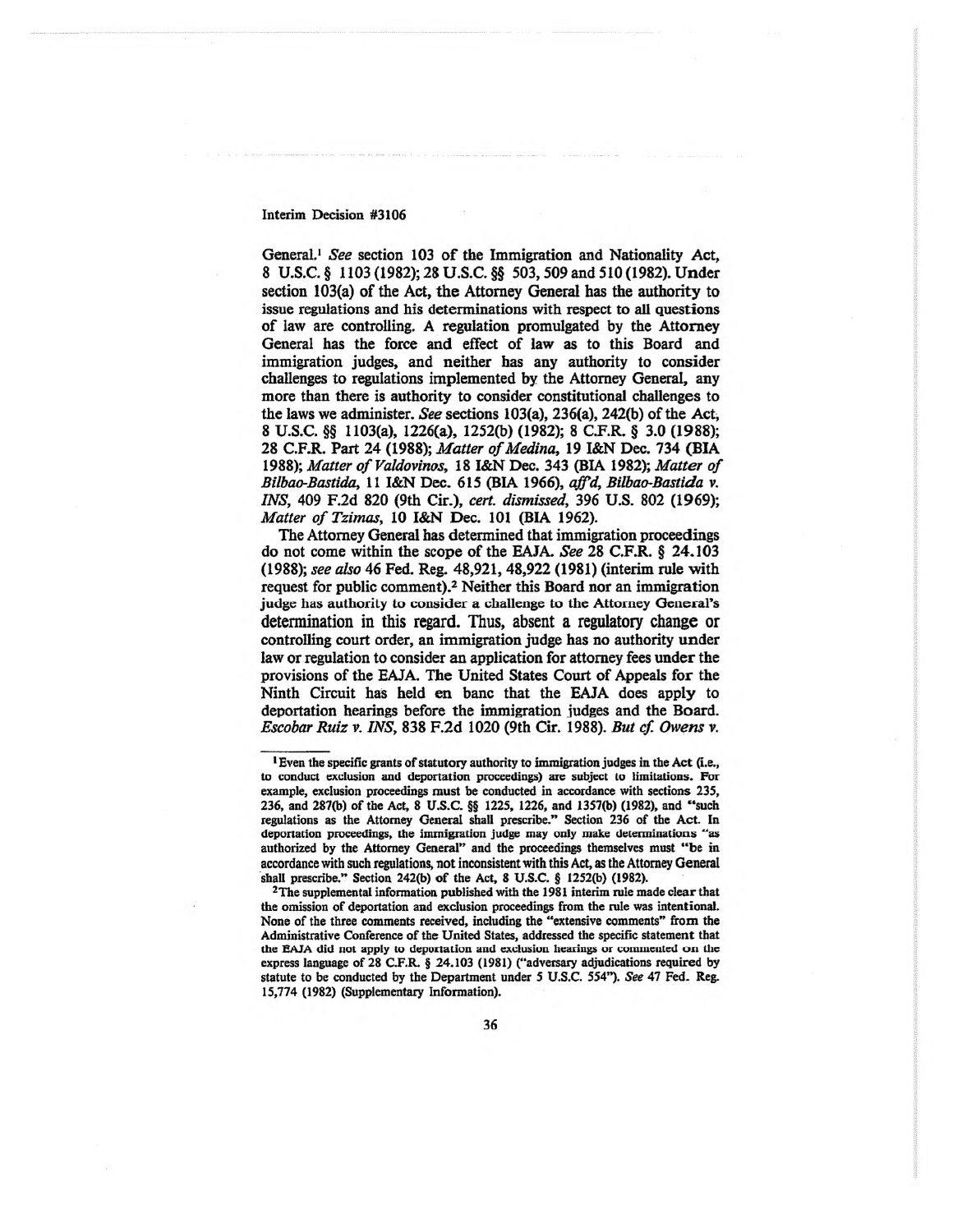General.[1] *See* section 103 of the Immigration and Nationality Act, 8 U.S.C. § 1103 (1982); 28 U.S.C. §§ 503, 509 and 510 (1982). Under section 103(a) of the Act, the Attorney General has the authority to issue regulations and his determinations with respect to all questions of law are controlling. A regulation promulgated by the Attorney General has the force and effect of law as to this Board and immigration judges, and neither has any authority to consider challenges to regulations implemented by the Attorney General, any more than there is authority to consider constitutional challenges to the laws we administer. *See* sections 103(a), 236(a), 242(b) of the Act, 8 U.S.C. §§ 1103(a), 1226(a), 1252(b) (1982); 8 C.F.R. § 3.0 (1988); 28 C.F.R. Part 24 (1988); *Matter of Medina*, 19 I&N Dec. 734 (BIA 1988); *Matter of Valdovinos*, 18 I&N Dec. 343 (BIA 1982); *Matter of Bilbao-Bastida*, 11 I&N Dec. 615 (BIA 1966), *aff'd*, *Bilbao-Bastida v. INS*, 409 F.2d 820 (9th Cir.), *cert. dismissed*, 396 U.S. 802 (1969); *Matter of Tzimas*, 10 I&N Dec. 101 (BIA 1962).

The Attorney General has determined that immigration proceedings do not come within the scope of the EAJA. *See* 28 C.F.R. § 24.103 (1988); *see also* 46 Fed. Reg. 48,921, 48,922 (1981) (interim rule with request for public comment).[2] Neither this Board nor an immigration judge has authority to consider a challenge to the Attorney General's determination in this regard. Thus, absent a regulatory change or controlling court order, an immigration judge has no authority under law or regulation to consider an application for attorney fees under the provisions of the EAJA. The United States Court of Appeals for the Ninth Circuit has held en banc that the EAJA does apply to deportation hearings before the immigration judges and the Board. *Escobar Ruiz v. INS*, 838 F.2d 1020 (9th Cir. 1988). *But cf. Owens v.*

---

[1] Even the specific grants of statutory authority to immigration judges in the Act (i.e., to conduct exclusion and deportation proceedings) are subject to limitations. For example, exclusion proceedings must be conducted in accordance with sections 235, 236, and 287(b) of the Act, 8 U.S.C. §§ 1225, 1226, and 1357(b) (1982), and "such regulations as the Attorney General shall prescribe." Section 236 of the Act. In deportation proceedings, the immigration judge may only make determinations "as authorized by the Attorney General" and the proceedings themselves must "be in accordance with such regulations, not inconsistent with this Act, as the Attorney General shall prescribe." Section 242(b) of the Act, 8 U.S.C. § 1252(b) (1982).

[2] The supplemental information published with the 1981 interim rule made clear that the omission of deportation and exclusion proceedings from the rule was intentional. None of the three comments received, including the "extensive comments" from the Administrative Conference of the United States, addressed the specific statement that the EAJA did not apply to deportation and exclusion hearings or commented on the express language of 28 C.F.R. § 24.103 (1981) ("adversary adjudications required by statute to be conducted by the Department under 5 U.S.C. 554"). *See* 47 Fed. Reg. 15,774 (1982) (Supplementary Information).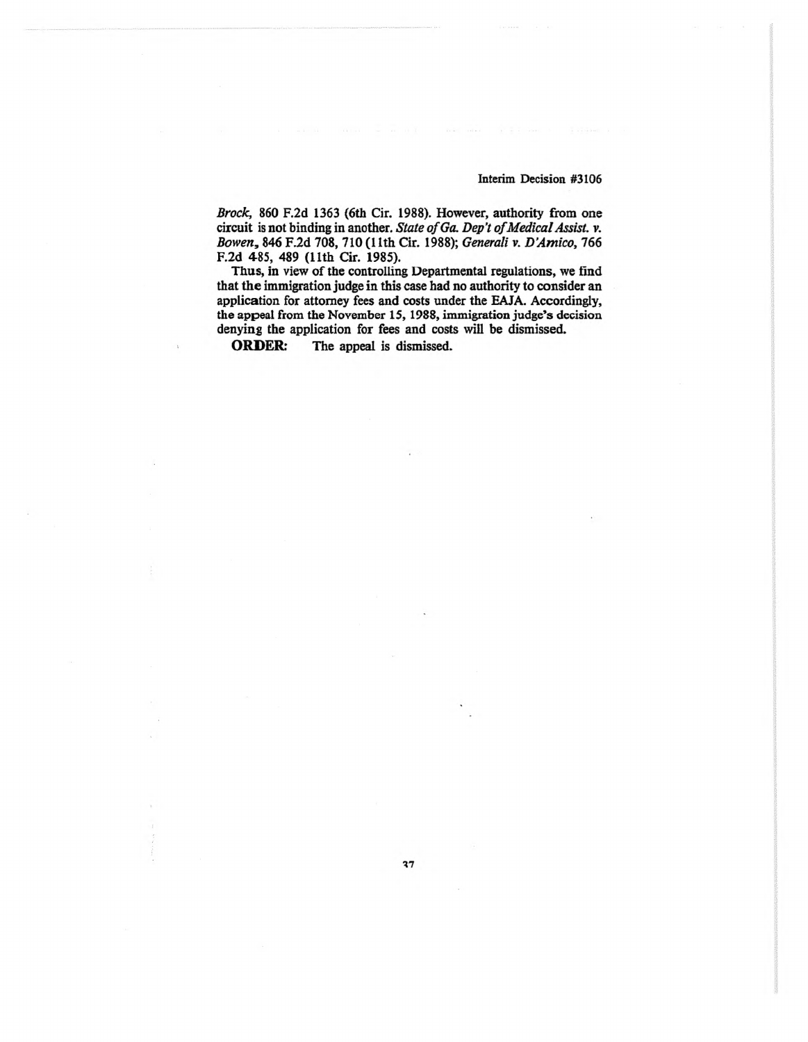*Brock*, 860 F.2d 1363 (6th Cir. 1988). However, authority from one circuit is not binding in another. *State of Ga. Dep't of Medical Assist. v. Bowen*, 846 F.2d 708, 710 (11th Cir. 1988); *Generali v. D'Amico*, 766 F.2d 485, 489 (11th Cir. 1985).

Thus, in view of the controlling Departmental regulations, we find that the immigration judge in this case had no authority to consider an application for attorney fees and costs under the EAJA. Accordingly, the appeal from the November 15, 1988, immigration judge's decision denying the application for fees and costs will be dismissed.

**ORDER:** The appeal is dismissed.